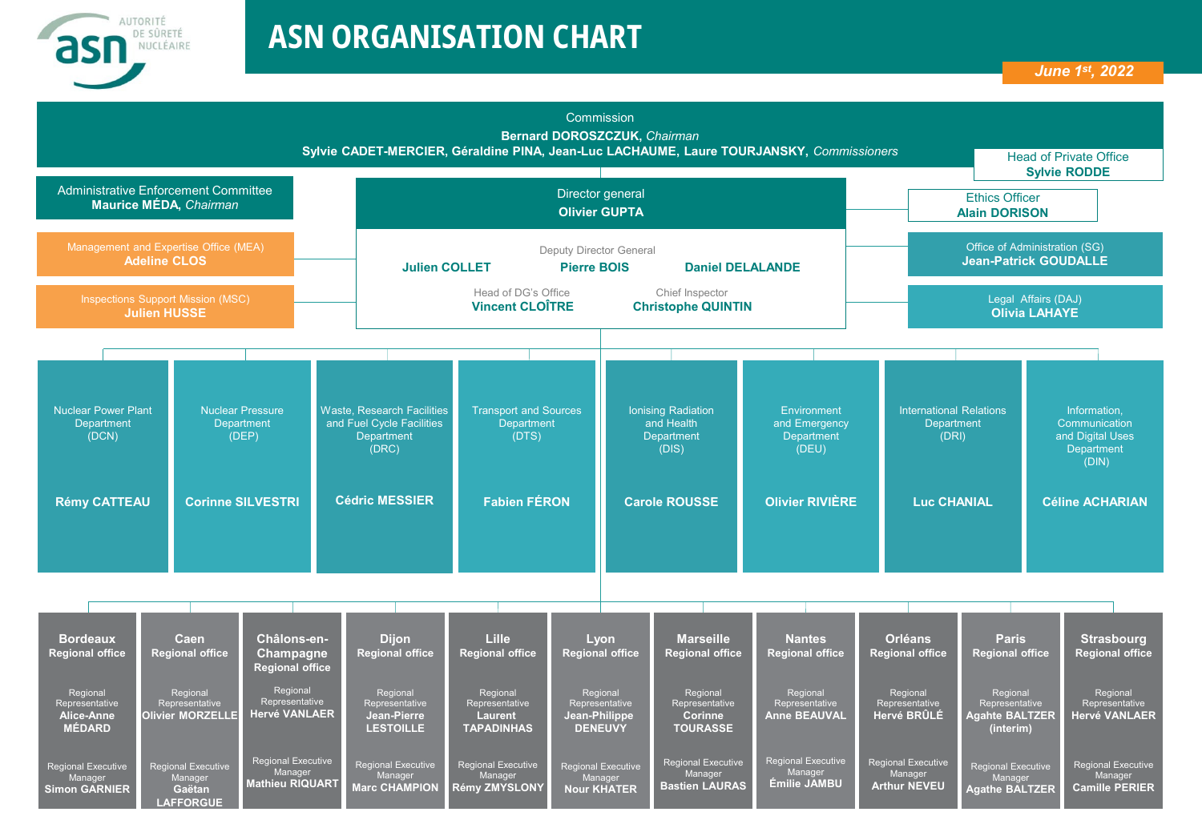# ASN ORGANISATION CHART

AUTORITÉ DE SÛRETÉ NUCLÉAIRE

*June 1st, 2022*

## Commission

**Bernard DOROSZCZUK**, *Chairman*

**Sylvie CADET-MERCIER, Géraldine PINA, Jean-Luc LACHAUME, Laure TOURJANSKY**, *Commissioners*

Head of Private Office
**Sylvie RODDE**

Administrative Enforcement Committee
**Maurice MÉDA**, *Chairman*

## Director general

**Olivier GUPTA**

Deputy Director General
**Julien COLLET** — **Pierre BOIS** — **Daniel DELALANDE**

Head of DG's Office
**Vincent CLOÎTRE**

Chief Inspector
**Christophe QUINTIN**

Ethics Officer
**Alain DORISON**

Management and Expertise Office (MEA)
**Adeline CLOS**

Inspections Support Mission (MSC)
**Julien HUSSE**

Office of Administration (SG)
**Jean-Patrick GOUDALLE**

Legal Affairs (DAJ)
**Olivia LAHAYE**

## Departments

| Department | Head |
|---|---|
| Nuclear Power Plant Department (DCN) | **Rémy CATTEAU** |
| Nuclear Pressure Department (DEP) | **Corinne SILVESTRI** |
| Waste, Research Facilities and Fuel Cycle Facilities Department (DRC) | **Cédric MESSIER** |
| Transport and Sources Department (DTS) | **Fabien FÉRON** |
| Ionising Radiation and Health Department (DIS) | **Carole ROUSSE** |
| Environment and Emergency Department (DEU) | **Olivier RIVIÈRE** |
| International Relations Department (DRI) | **Luc CHANIAL** |
| Information, Communication and Digital Uses Department (DIN) | **Céline ACHARIAN** |

## Regional offices

| Regional office | Regional Representative | Regional Executive Manager |
|---|---|---|
| **Bordeaux** Regional office | **Alice-Anne MÉDARD** | **Simon GARNIER** |
| **Caen** Regional office | **Olivier MORZELLE** | **Gaëtan LAFFORGUE** |
| **Châlons-en-Champagne** Regional office | **Hervé VANLAER** | **Mathieu RIQUART** |
| **Dijon** Regional office | **Jean-Pierre LESTOILLE** | **Marc CHAMPION** |
| **Lille** Regional office | **Laurent TAPADINHAS** | **Rémy ZMYSLONY** |
| **Lyon** Regional office | **Jean-Philippe DENEUVY** | **Nour KHATER** |
| **Marseille** Regional office | **Corinne TOURASSE** | **Bastien LAURAS** |
| **Nantes** Regional office | **Anne BEAUVAL** | **Émilie JAMBU** |
| **Orléans** Regional office | **Hervé BRÛLÉ** | **Arthur NEVEU** |
| **Paris** Regional office | **Aghate BALTZER (interim)** | **Agathe BALTZER** |
| **Strasbourg** Regional office | **Hervé VANLAER** | **Camille PERIER** |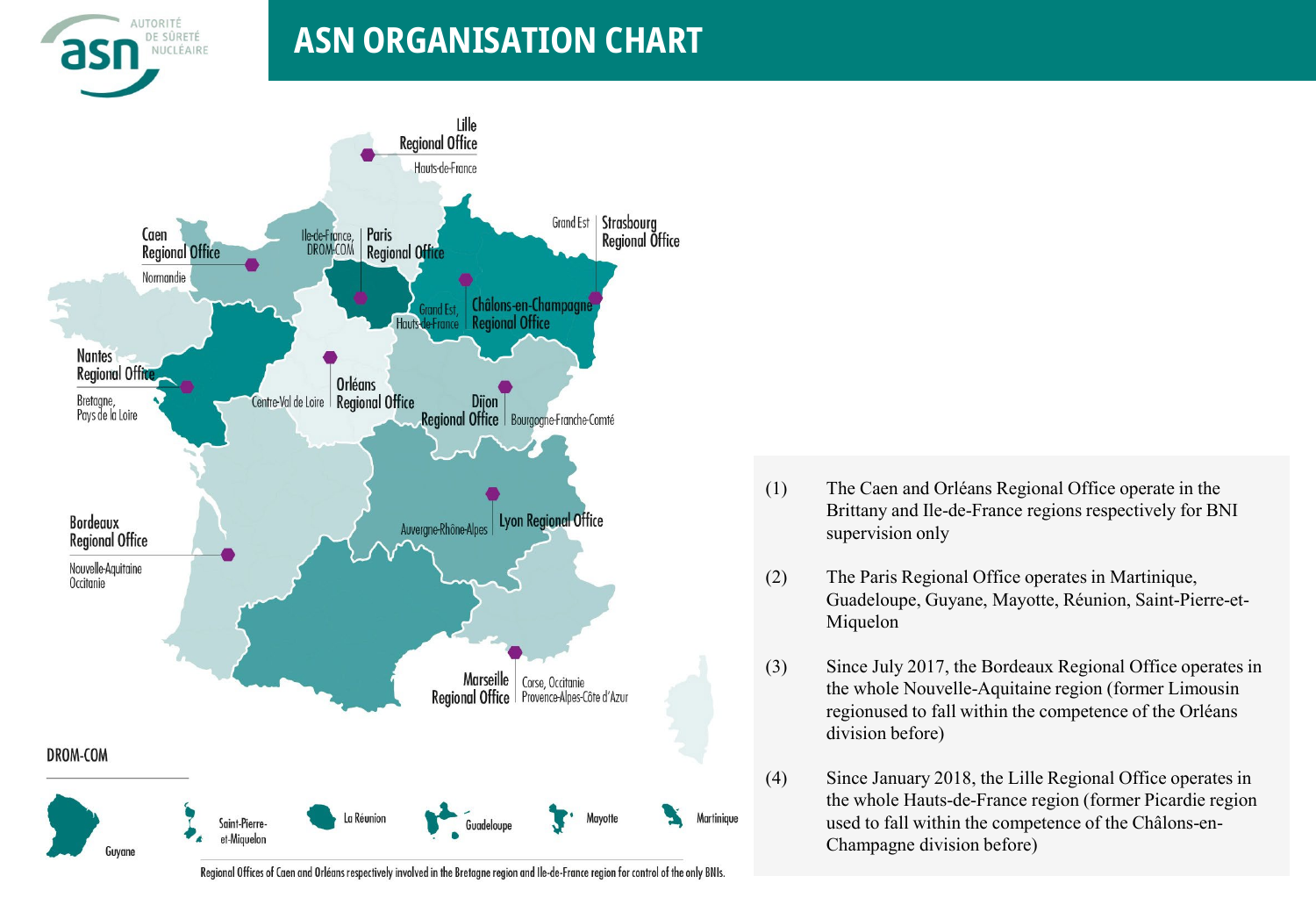# ASN ORGANISATION CHART

Lille
Regional Office
Hauts-de-France

Caen
Regional Office
Normandie

Ile-de-France, DROM-COM | Paris
Regional Office

Grand Est | Strasbourg
Regional Office

Grand Est, Hauts-de-France | Châlons-en-Champagne
Regional Office

Nantes
Regional Office
Bretagne, Pays de la Loire

Centre-Val de Loire | Orléans
Regional Office

Dijon
Regional Office | Bourgogne-Franche-Comté

Auvergne-Rhône-Alpes | Lyon Regional Office

Bordeaux
Regional Office
Nouvelle-Aquitaine
Occitanie

Marseille
Regional Office | Corse, Occitanie
Provence-Alpes-Côte d'Azur

DROM-COM

Guyane

Saint-Pierre-et-Miquelon

La Réunion

Guadeloupe

Mayotte

Martinique

Regional Offices of Caen and Orléans respectively involved in the Bretagne region and Ile-de-France region for control of the only BNIs.

(1) The Caen and Orléans Regional Office operate in the Brittany and Ile-de-France regions respectively for BNI supervision only

(2) The Paris Regional Office operates in Martinique, Guadeloupe, Guyane, Mayotte, Réunion, Saint-Pierre-et-Miquelon

(3) Since July 2017, the Bordeaux Regional Office operates in the whole Nouvelle-Aquitaine region (former Limousin regionused to fall within the competence of the Orléans division before)

(4) Since January 2018, the Lille Regional Office operates in the whole Hauts-de-France region (former Picardie region used to fall within the competence of the Châlons-en-Champagne division before)